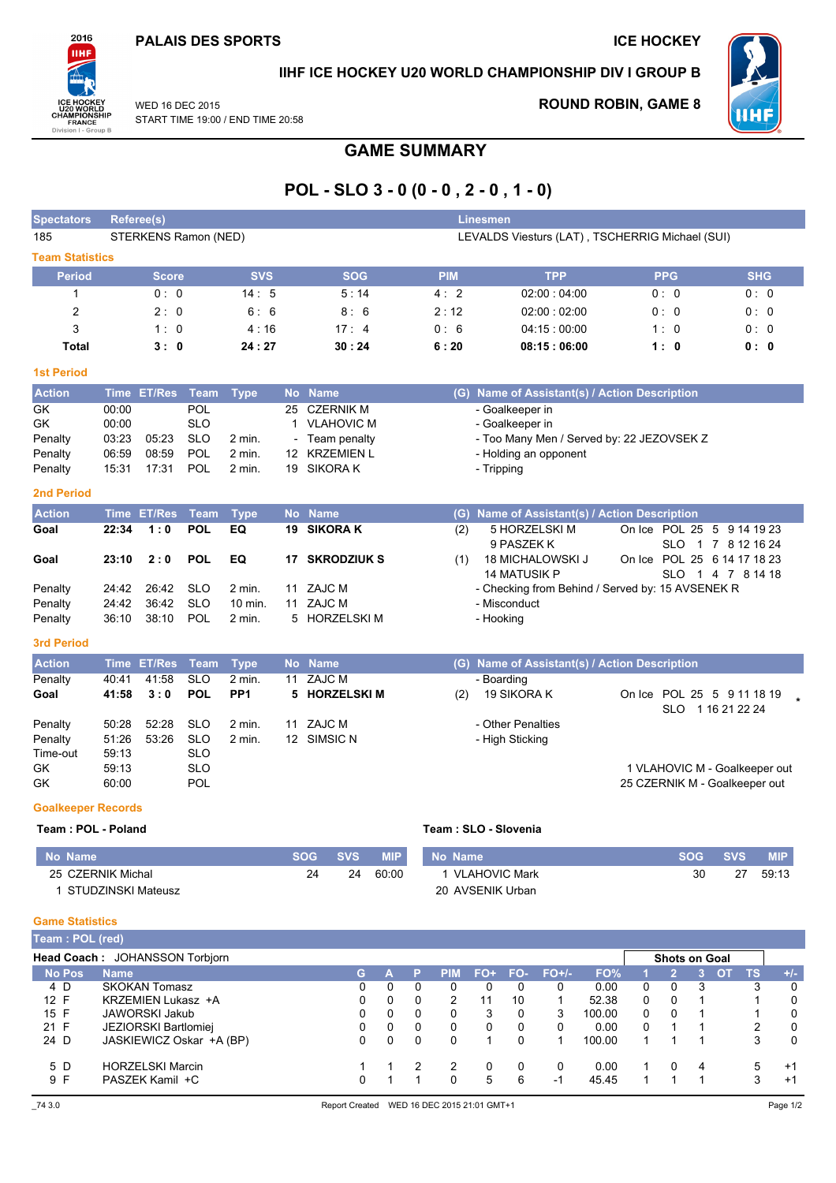# PALAIS DES SPORTS

# ICE HOCKEY

## IIHF ICE HOCKEY U20 WORLD CHAMPIONSHIP DIV I GROUP B

WED 16 DEC 2015
START TIME 19:00 / END TIME 20:58

**ROUND ROBIN, GAME 8**

# GAME SUMMARY

# POL - SLO 3 - 0 (0 - 0 , 2 - 0 , 1 - 0)

| Spectators | Referee(s) | Linesmen |
|---|---|---|
| 185 | STERKENS Ramon (NED) | LEVALDS Viesturs (LAT) , TSCHERRIG Michael (SUI) |

### Team Statistics

| Period | Score | SVS | SOG | PIM | TPP | PPG | SHG |
|---|---|---|---|---|---|---|---|
| 1 | 0 : 0 | 14 : 5 | 5 : 14 | 4 : 2 | 02:00 : 04:00 | 0 : 0 | 0 : 0 |
| 2 | 2 : 0 | 6 : 6 | 8 : 6 | 2 : 12 | 02:00 : 02:00 | 0 : 0 | 0 : 0 |
| 3 | 1 : 0 | 4 : 16 | 17 : 4 | 0 : 6 | 04:15 : 00:00 | 1 : 0 | 0 : 0 |
| **Total** | **3 : 0** | **24 : 27** | **30 : 24** | **6 : 20** | **08:15 : 06:00** | **1 : 0** | **0 : 0** |

### 1st Period

| Action | Time | ET/Res | Team | Type | No | Name | (G) | Name of Assistant(s) / Action Description |
|---|---|---|---|---|---|---|---|---|
| GK | 00:00 | | POL | | 25 | CZERNIK M | | - Goalkeeper in |
| GK | 00:00 | | SLO | | 1 | VLAHOVIC M | | - Goalkeeper in |
| Penalty | 03:23 | 05:23 | SLO | 2 min. | - | Team penalty | | - Too Many Men / Served by: 22 JEZOVSEK Z |
| Penalty | 06:59 | 08:59 | POL | 2 min. | 12 | KRZEMIEN L | | - Holding an opponent |
| Penalty | 15:31 | 17:31 | POL | 2 min. | 19 | SIKORA K | | - Tripping |

### 2nd Period

| Action | Time | ET/Res | Team | Type | No | Name | (G) | Name of Assistant(s) / Action Description | |
|---|---|---|---|---|---|---|---|---|---|
| **Goal** | **22:34** | **1 : 0** | **POL** | **EQ** | **19** | **SIKORA K** | (2) | 5 HORZELSKI M<br>9 PASZEK K | On Ice POL 25 5 9 14 19 23<br>SLO 1 7 8 12 16 24 |
| **Goal** | **23:10** | **2 : 0** | **POL** | **EQ** | **17** | **SKRODZIUK S** | (1) | 18 MICHALOWSKI J<br>14 MATUSIK P | On Ice POL 25 6 14 17 18 23<br>SLO 1 4 7 8 14 18 |
| Penalty | 24:42 | 26:42 | SLO | 2 min. | 11 | ZAJC M | | - Checking from Behind / Served by: 15 AVSENEK R | |
| Penalty | 24:42 | 36:42 | SLO | 10 min. | 11 | ZAJC M | | - Misconduct | |
| Penalty | 36:10 | 38:10 | POL | 2 min. | 5 | HORZELSKI M | | - Hooking | |

### 3rd Period

| Action | Time | ET/Res | Team | Type | No | Name | (G) | Name of Assistant(s) / Action Description | |
|---|---|---|---|---|---|---|---|---|---|
| Penalty | 40:41 | 41:58 | SLO | 2 min. | 11 | ZAJC M | | - Boarding | |
| **Goal** | **41:58** | **3 : 0** | **POL** | **PP1** | **5** | **HORZELSKI M** | (2) | 19 SIKORA K | On Ice POL 25 5 9 11 18 19<br>SLO 1 16 21 22 24 * |
| Penalty | 50:28 | 52:28 | SLO | 2 min. | 11 | ZAJC M | | - Other Penalties | |
| Penalty | 51:26 | 53:26 | SLO | 2 min. | 12 | SIMSIC N | | - High Sticking | |
| Time-out | 59:13 | | SLO | | | | | | |
| GK | 59:13 | | SLO | | | | | | 1 VLAHOVIC M - Goalkeeper out |
| GK | 60:00 | | POL | | | | | | 25 CZERNIK M - Goalkeeper out |

### Goalkeeper Records

**Team : POL - Poland**

| No | Name | SOG | SVS | MIP |
|---|---|---|---|---|
| 25 | CZERNIK Michal | 24 | 24 | 60:00 |
| 1 | STUDZINSKI Mateusz | | | |

**Team : SLO - Slovenia**

| No | Name | SOG | SVS | MIP |
|---|---|---|---|---|
| 1 | VLAHOVIC Mark | 30 | 27 | 59:13 |
| 20 | AVSENIK Urban | | | |

### Game Statistics

**Team : POL (red)**

**Head Coach :** JOHANSSON Torbjorn

| No | Pos | Name | G | A | P | PIM | FO+ | FO- | FO+/- | FO% | Shots on Goal 1 | 2 | 3 | OT | TS | +/- |
|---|---|---|---|---|---|---|---|---|---|---|---|---|---|---|---|---|
| 4 | D | SKOKAN Tomasz | 0 | 0 | 0 | 0 | 0 | 0 | 0 | 0.00 | 0 | 0 | 3 | | 3 | 0 |
| 12 | F | KRZEMIEN Lukasz +A | 0 | 0 | 0 | 2 | 11 | 10 | 1 | 52.38 | 0 | 0 | 1 | | 1 | 0 |
| 15 | F | JAWORSKI Jakub | 0 | 0 | 0 | 0 | 3 | 0 | 3 | 100.00 | 0 | 0 | 1 | | 1 | 0 |
| 21 | F | JEZIORSKI Bartlomiej | 0 | 0 | 0 | 0 | 0 | 0 | 0 | 0.00 | 0 | 1 | 1 | | 2 | 0 |
| 24 | D | JASKIEWICZ Oskar +A (BP) | 0 | 0 | 0 | 0 | 1 | 0 | 1 | 100.00 | 1 | 1 | 1 | | 3 | 0 |
| 5 | D | HORZELSKI Marcin | 1 | 1 | 2 | 2 | 0 | 0 | 0 | 0.00 | 1 | 0 | 4 | | 5 | +1 |
| 9 | F | PASZEK Kamil +C | 0 | 1 | 1 | 0 | 5 | 6 | -1 | 45.45 | 1 | 1 | 1 | | 3 | +1 |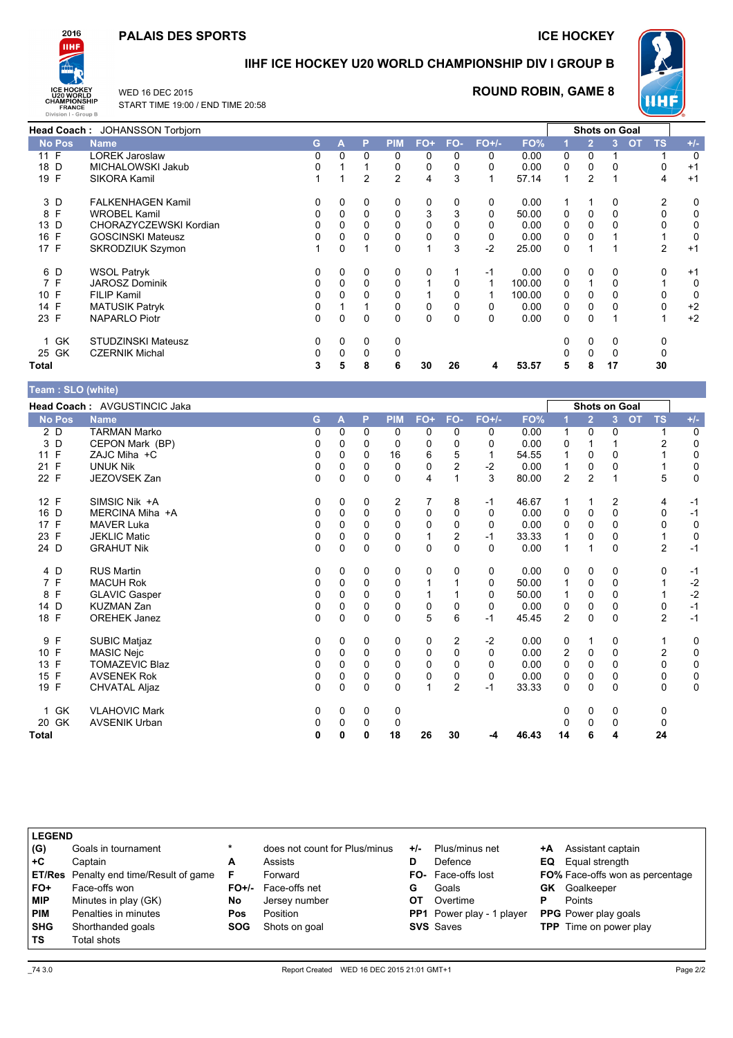# PALAIS DES SPORTS

## ICE HOCKEY

## IIHF ICE HOCKEY U20 WORLD CHAMPIONSHIP DIV I GROUP B

WED 16 DEC 2015
START TIME 19:00 / END TIME 20:58

### ROUND ROBIN, GAME 8

Head Coach : JOHANSSON Torbjorn

| No | Pos | Name | G | A | P | PIM | FO+ | FO- | FO+/- | FO% | Shots on Goal 1 | 2 | 3 | OT | TS | +/- |
|---|---|---|---|---|---|---|---|---|---|---|---|---|---|---|---|---|
| 11 | F | LOREK Jaroslaw | 0 | 0 | 0 | 0 | 0 | 0 | 0 | 0.00 | 0 | 0 | 1 | | 1 | 0 |
| 18 | D | MICHALOWSKI Jakub | 0 | 1 | 1 | 0 | 0 | 0 | 0 | 0.00 | 0 | 0 | 0 | | 0 | +1 |
| 19 | F | SIKORA Kamil | 1 | 1 | 2 | 2 | 4 | 3 | 1 | 57.14 | 1 | 2 | 1 | | 4 | +1 |
| 3 | D | FALKENHAGEN Kamil | 0 | 0 | 0 | 0 | 0 | 0 | 0 | 0.00 | 1 | 1 | 0 | | 2 | 0 |
| 8 | F | WROBEL Kamil | 0 | 0 | 0 | 0 | 3 | 3 | 0 | 50.00 | 0 | 0 | 0 | | 0 | 0 |
| 13 | D | CHORAZYCZEWSKI Kordian | 0 | 0 | 0 | 0 | 0 | 0 | 0 | 0.00 | 0 | 0 | 0 | | 0 | 0 |
| 16 | F | GOSCINSKI Mateusz | 0 | 0 | 0 | 0 | 0 | 0 | 0 | 0.00 | 0 | 0 | 1 | | 1 | 0 |
| 17 | F | SKRODZIUK Szymon | 1 | 0 | 1 | 0 | 1 | 3 | -2 | 25.00 | 0 | 1 | 1 | | 2 | +1 |
| 6 | D | WSOL Patryk | 0 | 0 | 0 | 0 | 0 | 1 | -1 | 0.00 | 0 | 0 | 0 | | 0 | +1 |
| 7 | F | JAROSZ Dominik | 0 | 0 | 0 | 0 | 1 | 0 | 1 | 100.00 | 0 | 1 | 0 | | 1 | 0 |
| 10 | F | FILIP Kamil | 0 | 0 | 0 | 0 | 1 | 0 | 1 | 100.00 | 0 | 0 | 0 | | 0 | 0 |
| 14 | F | MATUSIK Patryk | 0 | 1 | 1 | 0 | 0 | 0 | 0 | 0.00 | 0 | 0 | 0 | | 0 | +2 |
| 23 | F | NAPARLO Piotr | 0 | 0 | 0 | 0 | 0 | 0 | 0 | 0.00 | 0 | 0 | 1 | | 1 | +2 |
| 1 | GK | STUDZINSKI Mateusz | 0 | 0 | 0 | 0 | | | | | 0 | 0 | 0 | | 0 | |
| 25 | GK | CZERNIK Michal | 0 | 0 | 0 | 0 | | | | | 0 | 0 | 0 | | 0 | |
| Total | | | 3 | 5 | 8 | 6 | 30 | 26 | 4 | 53.57 | 5 | 8 | 17 | | 30 | |

Team : SLO (white)

Head Coach : AVGUSTINCIC Jaka

| No | Pos | Name | G | A | P | PIM | FO+ | FO- | FO+/- | FO% | Shots on Goal 1 | 2 | 3 | OT | TS | +/- |
|---|---|---|---|---|---|---|---|---|---|---|---|---|---|---|---|---|
| 2 | D | TARMAN Marko | 0 | 0 | 0 | 0 | 0 | 0 | 0 | 0.00 | 1 | 0 | 0 | | 1 | 0 |
| 3 | D | CEPON Mark (BP) | 0 | 0 | 0 | 0 | 0 | 0 | 0 | 0.00 | 0 | 1 | 1 | | 2 | 0 |
| 11 | F | ZAJC Miha +C | 0 | 0 | 0 | 16 | 6 | 5 | 1 | 54.55 | 1 | 0 | 0 | | 1 | 0 |
| 21 | F | UNUK Nik | 0 | 0 | 0 | 0 | 0 | 2 | -2 | 0.00 | 1 | 0 | 0 | | 1 | 0 |
| 22 | F | JEZOVSEK Zan | 0 | 0 | 0 | 0 | 4 | 1 | 3 | 80.00 | 2 | 2 | 1 | | 5 | 0 |
| 12 | F | SIMSIC Nik +A | 0 | 0 | 0 | 2 | 7 | 8 | -1 | 46.67 | 1 | 1 | 2 | | 4 | -1 |
| 16 | D | MERCINA Miha +A | 0 | 0 | 0 | 0 | 0 | 0 | 0 | 0.00 | 0 | 0 | 0 | | 0 | -1 |
| 17 | F | MAVER Luka | 0 | 0 | 0 | 0 | 0 | 0 | 0 | 0.00 | 0 | 0 | 0 | | 0 | 0 |
| 23 | F | JEKLIC Matic | 0 | 0 | 0 | 0 | 1 | 2 | -1 | 33.33 | 1 | 0 | 0 | | 1 | 0 |
| 24 | D | GRAHUT Nik | 0 | 0 | 0 | 0 | 0 | 0 | 0 | 0.00 | 1 | 1 | 0 | | 2 | -1 |
| 4 | D | RUS Martin | 0 | 0 | 0 | 0 | 0 | 0 | 0 | 0.00 | 0 | 0 | 0 | | 0 | -1 |
| 7 | F | MACUH Rok | 0 | 0 | 0 | 0 | 1 | 1 | 0 | 50.00 | 1 | 0 | 0 | | 1 | -2 |
| 8 | F | GLAVIC Gasper | 0 | 0 | 0 | 0 | 1 | 1 | 0 | 50.00 | 1 | 0 | 0 | | 1 | -2 |
| 14 | D | KUZMAN Zan | 0 | 0 | 0 | 0 | 0 | 0 | 0 | 0.00 | 0 | 0 | 0 | | 0 | -1 |
| 18 | F | OREHEK Janez | 0 | 0 | 0 | 0 | 5 | 6 | -1 | 45.45 | 2 | 0 | 0 | | 2 | -1 |
| 9 | F | SUBIC Matjaz | 0 | 0 | 0 | 0 | 0 | 2 | -2 | 0.00 | 0 | 1 | 0 | | 1 | 0 |
| 10 | F | MASIC Nejc | 0 | 0 | 0 | 0 | 0 | 0 | 0 | 0.00 | 2 | 0 | 0 | | 2 | 0 |
| 13 | F | TOMAZEVIC Blaz | 0 | 0 | 0 | 0 | 0 | 0 | 0 | 0.00 | 0 | 0 | 0 | | 0 | 0 |
| 15 | F | AVSENEK Rok | 0 | 0 | 0 | 0 | 0 | 0 | 0 | 0.00 | 0 | 0 | 0 | | 0 | 0 |
| 19 | F | CHVATAL Aljaz | 0 | 0 | 0 | 0 | 1 | 2 | -1 | 33.33 | 0 | 0 | 0 | | 0 | 0 |
| 1 | GK | VLAHOVIC Mark | 0 | 0 | 0 | 0 | | | | | 0 | 0 | 0 | | 0 | |
| 20 | GK | AVSENIK Urban | 0 | 0 | 0 | 0 | | | | | 0 | 0 | 0 | | 0 | |
| Total | | | 0 | 0 | 0 | 18 | 26 | 30 | -4 | 46.43 | 14 | 6 | 4 | | 24 | |

**LEGEND**

| | | | | | | | |
|---|---|---|---|---|---|---|---|
| (G) | Goals in tournament | * | does not count for Plus/minus | +/- | Plus/minus net | +A | Assistant captain |
| +C | Captain | A | Assists | D | Defence | EQ | Equal strength |
| ET/Res | Penalty end time/Result of game | F | Forward | FO- | Face-offs lost | FO% | Face-offs won as percentage |
| FO+ | Face-offs won | FO+/- | Face-offs net | G | Goals | GK | Goalkeeper |
| MIP | Minutes in play (GK) | No | Jersey number | OT | Overtime | P | Points |
| PIM | Penalties in minutes | Pos | Position | PP1 | Power play - 1 player | PPG | Power play goals |
| SHG | Shorthanded goals | SOG | Shots on goal | SVS | Saves | TPP | Time on power play |
| TS | Total shots | | | | | | |

_74 3.0 Report Created WED 16 DEC 2015 21:01 GMT+1